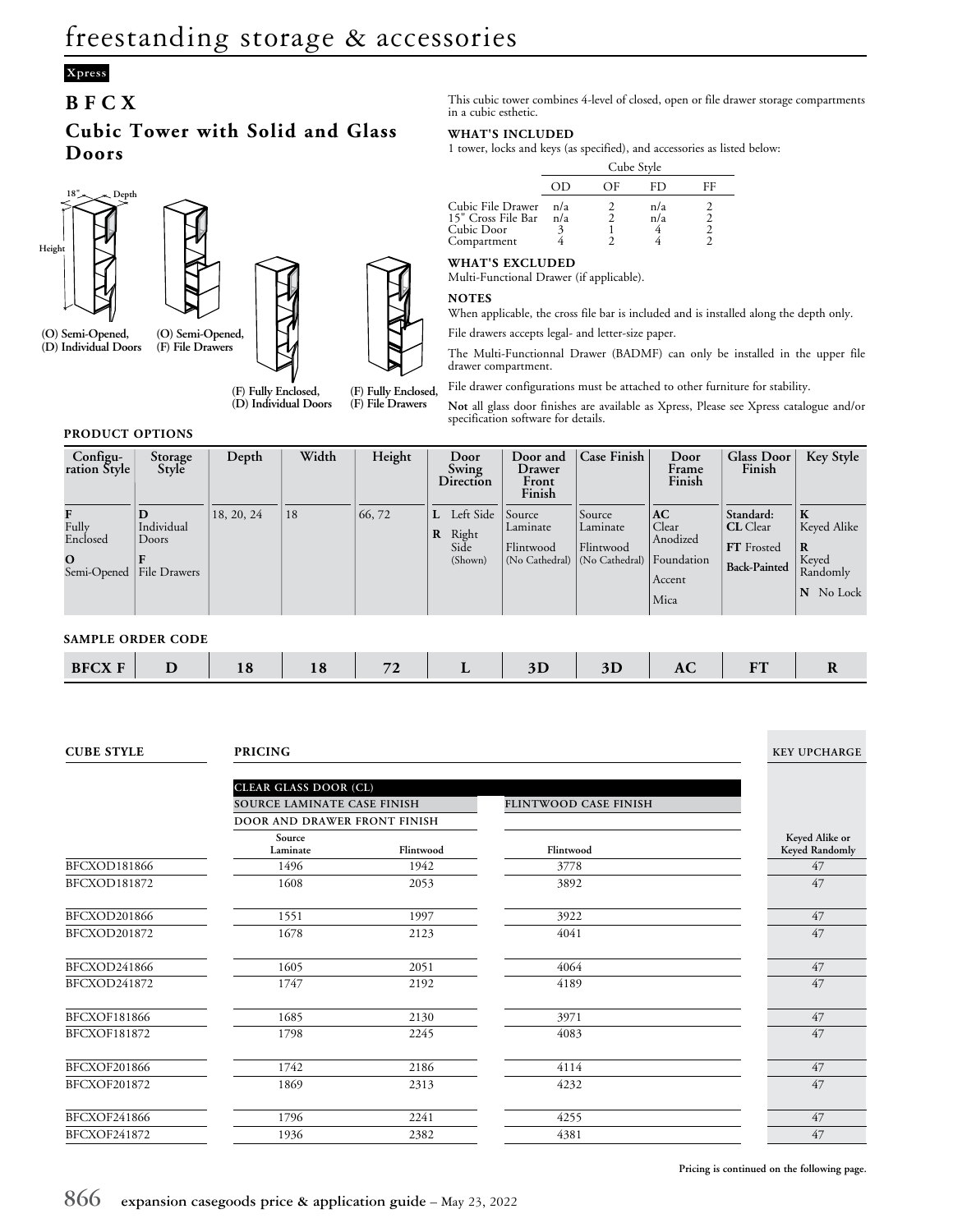# freestanding storage & accessories

Xpress

## BFCX

## Cubic Tower with Solid and Glass Doors

18" Depth Height

(O) Semi-Opened, (D) Individual Doors

(O) Semi-Opened, (F) File Drawers

(F) Fully Enclosed, (D) Individual Doors

(F) Fully Enclosed, (F) File Drawers

This cubic tower combines 4-level of closed, open or file drawer storage compartments in a cubic esthetic.

### WHAT'S INCLUDED

1 tower, locks and keys (as specified), and accessories as listed below:

| | Cube Style | | | |
|---|---|---|---|---|
| | OD | OF | FD | FF |
| Cubic File Drawer | n/a | 2 | n/a | 2 |
| 15" Cross File Bar | n/a | 2 | n/a | 2 |
| Cubic Door | 3 | 1 | 4 | 2 |
| Compartment | 4 | 2 | 4 | 2 |

### WHAT'S EXCLUDED

Multi-Functional Drawer (if applicable).

### NOTES

When applicable, the cross file bar is included and is installed along the depth only.

File drawers accepts legal- and letter-size paper.

The Multi-Functionnal Drawer (BADMF) can only be installed in the upper file drawer compartment.

File drawer configurations must be attached to other furniture for stability.

**Not** all glass door finishes are available as Xpress, Please see Xpress catalogue and/or specification software for details.

### PRODUCT OPTIONS

| Configuration Style | Storage Style | Depth | Width | Height | Door Swing Direction | Door and Drawer Front Finish | Case Finish | Door Frame Finish | Glass Door Finish | Key Style |
|---|---|---|---|---|---|---|---|---|---|---|
| **F** Fully Enclosed<br>**O** Semi-Opened | **D** Individual Doors<br>**F** File Drawers | 18, 20, 24 | 18 | 66, 72 | **L** Left Side<br>**R** Right Side (Shown) | Source Laminate<br>Flintwood (No Cathedral) | Source Laminate<br>Flintwood (No Cathedral) | **AC** Clear Anodized<br>Foundation<br>Accent<br>Mica | **Standard:**<br>**CL** Clear<br>**FT** Frosted<br>**Back-Painted** | **K** Keyed Alike<br>**R** Keyed Randomly<br>**N** No Lock |

### SAMPLE ORDER CODE

| BFCX F | D | 18 | 18 | 72 | L | 3D | 3D | AC | FT | R |
|---|---|---|---|---|---|---|---|---|---|---|

| CUBE STYLE | PRICING | | | KEY UPCHARGE |
|---|---|---|---|---|
| | CLEAR GLASS DOOR (CL) | | | |
| | SOURCE LAMINATE CASE FINISH | | FLINTWOOD CASE FINISH | |
| | DOOR AND DRAWER FRONT FINISH | | | |
| | Source Laminate | Flintwood | Flintwood | Keyed Alike or Keyed Randomly |
| BFCXOD181866 | 1496 | 1942 | 3778 | 47 |
| BFCXOD181872 | 1608 | 2053 | 3892 | 47 |
| BFCXOD201866 | 1551 | 1997 | 3922 | 47 |
| BFCXOD201872 | 1678 | 2123 | 4041 | 47 |
| BFCXOD241866 | 1605 | 2051 | 4064 | 47 |
| BFCXOD241872 | 1747 | 2192 | 4189 | 47 |
| BFCXOF181866 | 1685 | 2130 | 3971 | 47 |
| BFCXOF181872 | 1798 | 2245 | 4083 | 47 |
| BFCXOF201866 | 1742 | 2186 | 4114 | 47 |
| BFCXOF201872 | 1869 | 2313 | 4232 | 47 |
| BFCXOF241866 | 1796 | 2241 | 4255 | 47 |
| BFCXOF241872 | 1936 | 2382 | 4381 | 47 |

**Pricing is continued on the following page.**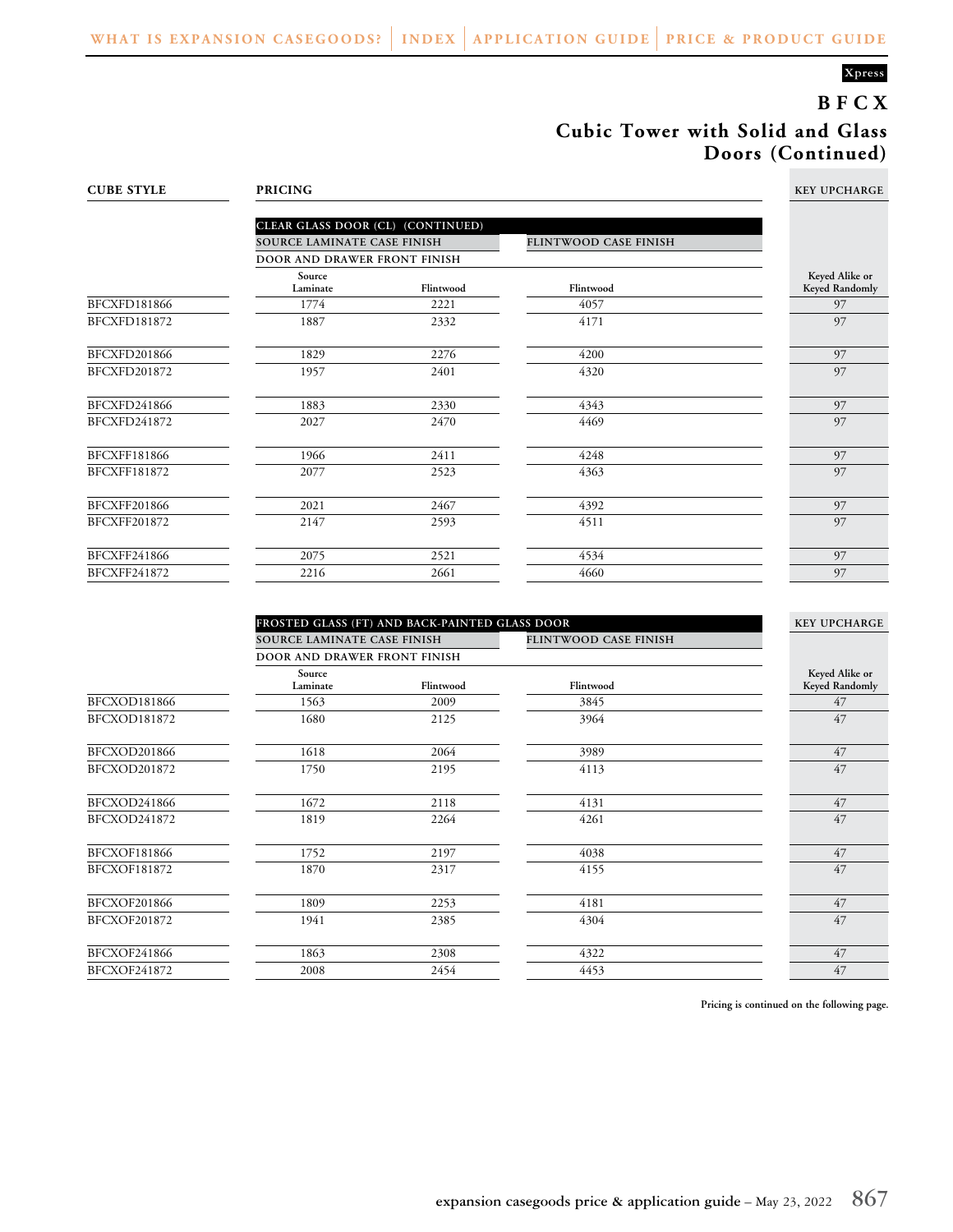Xpress

# BFCX

## Cubic Tower with Solid and Glass Doors (Continued)

| CUBE STYLE | PRICING | | | KEY UPCHARGE |
|---|---|---|---|---|
| | **CLEAR GLASS DOOR (CL) (CONTINUED)** | | | |
| | SOURCE LAMINATE CASE FINISH | | FLINTWOOD CASE FINISH | |
| | DOOR AND DRAWER FRONT FINISH | | | |
| | Source Laminate | Flintwood | Flintwood | Keyed Alike or Keyed Randomly |
| BFCXFD181866 | 1774 | 2221 | 4057 | 97 |
| BFCXFD181872 | 1887 | 2332 | 4171 | 97 |
| BFCXFD201866 | 1829 | 2276 | 4200 | 97 |
| BFCXFD201872 | 1957 | 2401 | 4320 | 97 |
| BFCXFD241866 | 1883 | 2330 | 4343 | 97 |
| BFCXFD241872 | 2027 | 2470 | 4469 | 97 |
| BFCXFF181866 | 1966 | 2411 | 4248 | 97 |
| BFCXFF181872 | 2077 | 2523 | 4363 | 97 |
| BFCXFF201866 | 2021 | 2467 | 4392 | 97 |
| BFCXFF201872 | 2147 | 2593 | 4511 | 97 |
| BFCXFF241866 | 2075 | 2521 | 4534 | 97 |
| BFCXFF241872 | 2216 | 2661 | 4660 | 97 |

| CUBE STYLE | PRICING | | | KEY UPCHARGE |
|---|---|---|---|---|
| | **FROSTED GLASS (FT) AND BACK-PAINTED GLASS DOOR** | | | |
| | SOURCE LAMINATE CASE FINISH | | FLINTWOOD CASE FINISH | |
| | DOOR AND DRAWER FRONT FINISH | | | |
| | Source Laminate | Flintwood | Flintwood | Keyed Alike or Keyed Randomly |
| BFCXOD181866 | 1563 | 2009 | 3845 | 47 |
| BFCXOD181872 | 1680 | 2125 | 3964 | 47 |
| BFCXOD201866 | 1618 | 2064 | 3989 | 47 |
| BFCXOD201872 | 1750 | 2195 | 4113 | 47 |
| BFCXOD241866 | 1672 | 2118 | 4131 | 47 |
| BFCXOD241872 | 1819 | 2264 | 4261 | 47 |
| BFCXOF181866 | 1752 | 2197 | 4038 | 47 |
| BFCXOF181872 | 1870 | 2317 | 4155 | 47 |
| BFCXOF201866 | 1809 | 2253 | 4181 | 47 |
| BFCXOF201872 | 1941 | 2385 | 4304 | 47 |
| BFCXOF241866 | 1863 | 2308 | 4322 | 47 |
| BFCXOF241872 | 2008 | 2454 | 4453 | 47 |

**Pricing is continued on the following page.**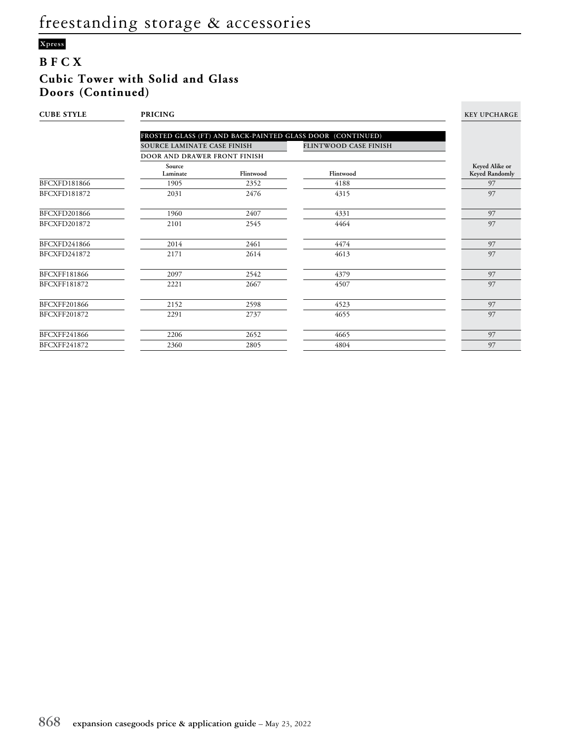# freestanding storage & accessories

Xpress

## B F C X

### Cubic Tower with Solid and Glass Doors (Continued)

| CUBE STYLE | PRICING | | | KEY UPCHARGE |
|---|---|---|---|---|
| | FROSTED GLASS (FT) AND BACK-PAINTED GLASS DOOR (CONTINUED) | | | |
| | SOURCE LAMINATE CASE FINISH | | FLINTWOOD CASE FINISH | |
| | DOOR AND DRAWER FRONT FINISH | | | |
| | Source Laminate | Flintwood | Flintwood | Keyed Alike or Keyed Randomly |
| BFCXFD181866 | 1905 | 2352 | 4188 | 97 |
| BFCXFD181872 | 2031 | 2476 | 4315 | 97 |
| BFCXFD201866 | 1960 | 2407 | 4331 | 97 |
| BFCXFD201872 | 2101 | 2545 | 4464 | 97 |
| BFCXFD241866 | 2014 | 2461 | 4474 | 97 |
| BFCXFD241872 | 2171 | 2614 | 4613 | 97 |
| BFCXFF181866 | 2097 | 2542 | 4379 | 97 |
| BFCXFF181872 | 2221 | 2667 | 4507 | 97 |
| BFCXFF201866 | 2152 | 2598 | 4523 | 97 |
| BFCXFF201872 | 2291 | 2737 | 4655 | 97 |
| BFCXFF241866 | 2206 | 2652 | 4665 | 97 |
| BFCXFF241872 | 2360 | 2805 | 4804 | 97 |